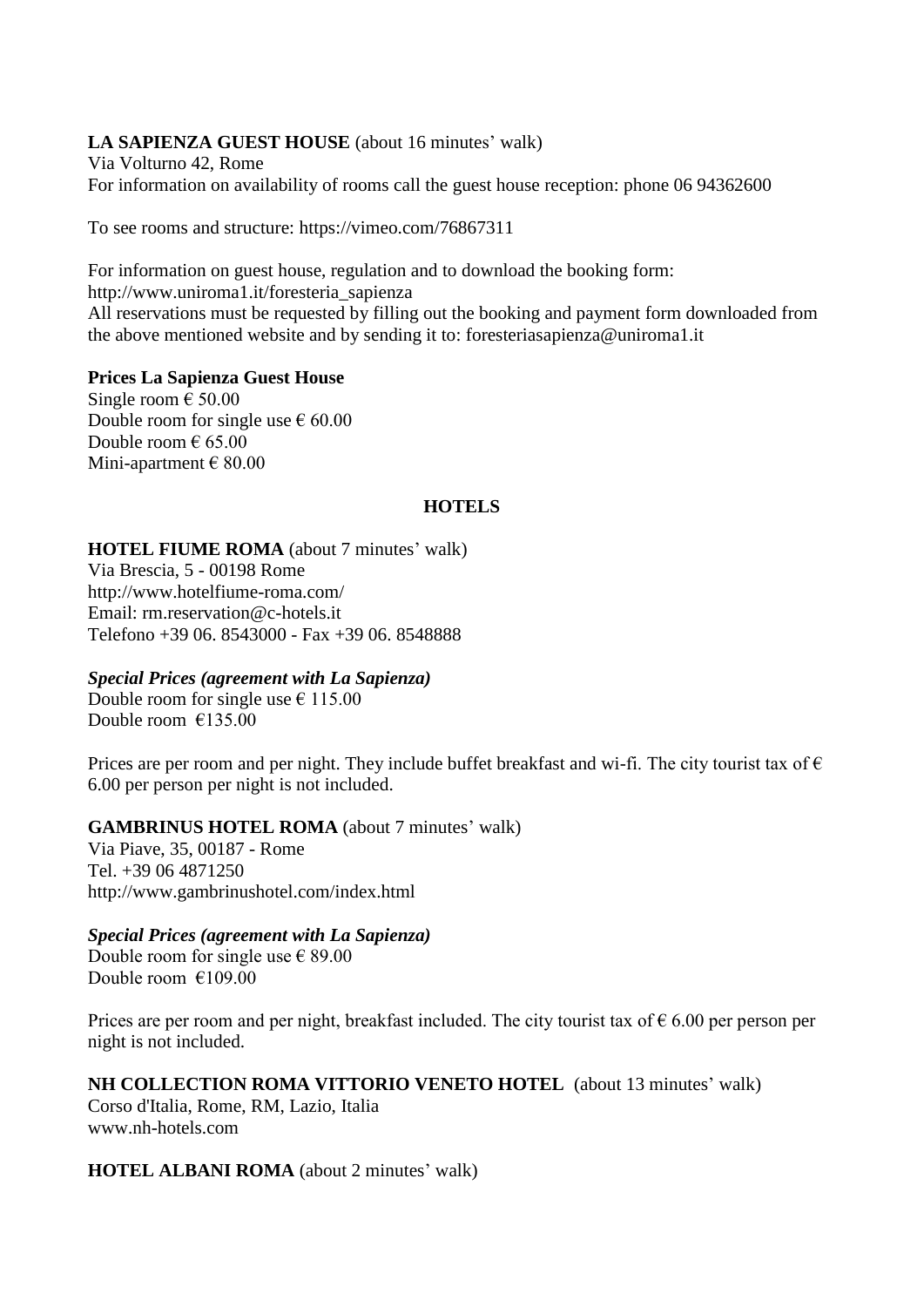**LA SAPIENZA GUEST HOUSE** (about 16 minutes' walk)
Via Volturno 42, Rome
For information on availability of rooms call the guest house reception: phone 06 94362600

To see rooms and structure: https://vimeo.com/76867311

For information on guest house, regulation and to download the booking form:
http://www.uniroma1.it/foresteria_sapienza
All reservations must be requested by filling out the booking and payment form downloaded from the above mentioned website and by sending it to: foresteriasapienza@uniroma1.it

**Prices La Sapienza Guest House**
Single room € 50.00
Double room for single use € 60.00
Double room € 65.00
Mini-apartment € 80.00

## HOTELS

**HOTEL FIUME ROMA** (about 7 minutes' walk)
Via Brescia, 5 - 00198 Rome
http://www.hotelfiume-roma.com/
Email: rm.reservation@c-hotels.it
Telefono +39 06. 8543000 - Fax +39 06. 8548888

***Special Prices (agreement with La Sapienza)***
Double room for single use € 115.00
Double room €135.00

Prices are per room and per night. They include buffet breakfast and wi-fi. The city tourist tax of € 6.00 per person per night is not included.

**GAMBRINUS HOTEL ROMA** (about 7 minutes' walk)
Via Piave, 35, 00187 - Rome
Tel. +39 06 4871250
http://www.gambrinushotel.com/index.html

***Special Prices (agreement with La Sapienza)***
Double room for single use € 89.00
Double room €109.00

Prices are per room and per night, breakfast included. The city tourist tax of € 6.00 per person per night is not included.

**NH COLLECTION ROMA VITTORIO VENETO HOTEL** (about 13 minutes' walk)
Corso d'Italia, Rome, RM, Lazio, Italia
www.nh-hotels.com

**HOTEL ALBANI ROMA** (about 2 minutes' walk)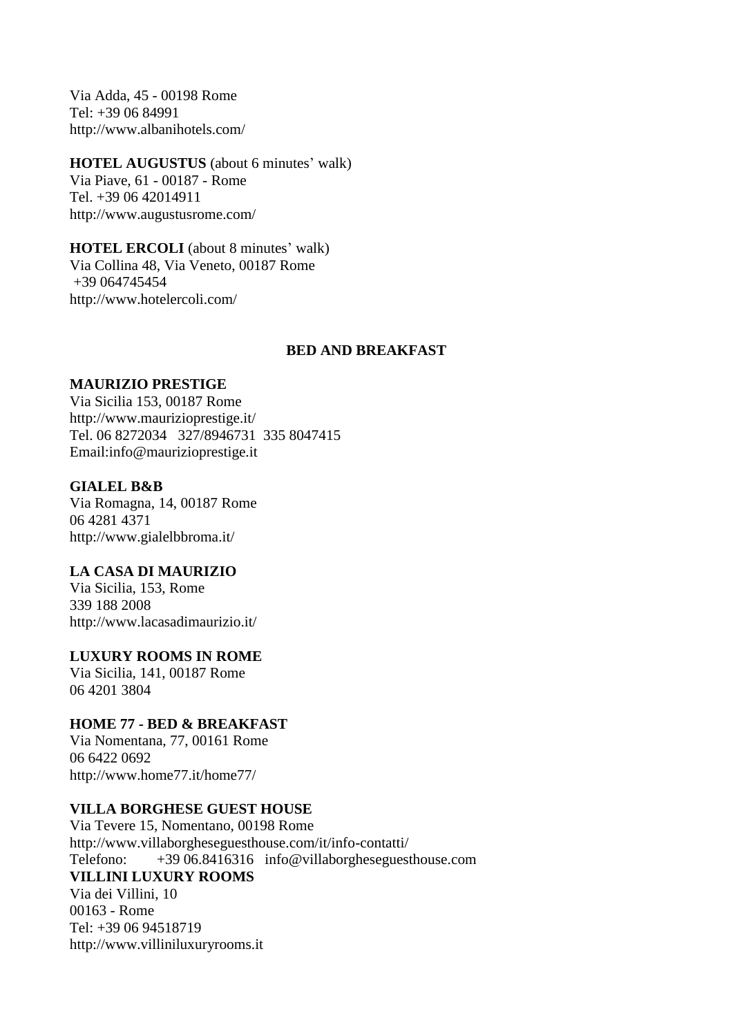Via Adda, 45 - 00198 Rome
Tel: +39 06 84991
http://www.albanihotels.com/

**HOTEL AUGUSTUS** (about 6 minutes' walk)
Via Piave, 61 - 00187 - Rome
Tel. +39 06 42014911
http://www.augustusrome.com/

**HOTEL ERCOLI** (about 8 minutes' walk)
Via Collina 48, Via Veneto, 00187 Rome
+39 064745454
http://www.hotelercoli.com/

## BED AND BREAKFAST

**MAURIZIO PRESTIGE**
Via Sicilia 153, 00187 Rome
http://www.maurizioprestige.it/
Tel. 06 8272034 327/8946731 335 8047415
Email:info@maurizioprestige.it

**GIALEL B&B**
Via Romagna, 14, 00187 Rome
06 4281 4371
http://www.gialelbbroma.it/

**LA CASA DI MAURIZIO**
Via Sicilia, 153, Rome
339 188 2008
http://www.lacasadimaurizio.it/

**LUXURY ROOMS IN ROME**
Via Sicilia, 141, 00187 Rome
06 4201 3804

**HOME 77 - BED & BREAKFAST**
Via Nomentana, 77, 00161 Rome
06 6422 0692
http://www.home77.it/home77/

**VILLA BORGHESE GUEST HOUSE**
Via Tevere 15, Nomentano, 00198 Rome
http://www.villaborgheseguesthouse.com/it/info-contatti/
Telefono: +39 06.8416316 info@villaborgheseguesthouse.com

**VILLINI LUXURY ROOMS**
Via dei Villini, 10
00163 - Rome
Tel: +39 06 94518719
http://www.villiniluxuryrooms.it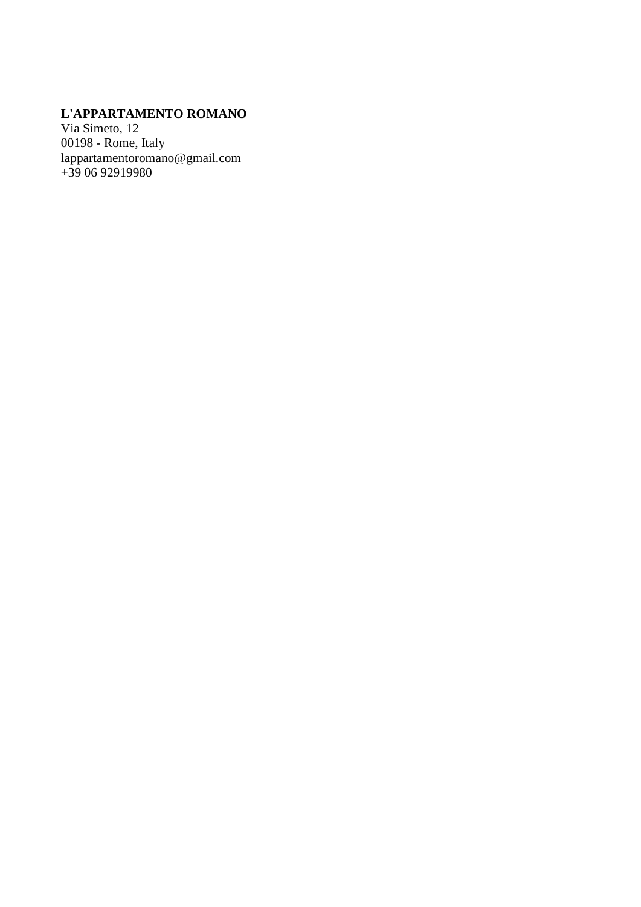**L'APPARTAMENTO ROMANO**
Via Simeto, 12
00198 - Rome, Italy
lappartamentoromano@gmail.com
+39 06 92919980